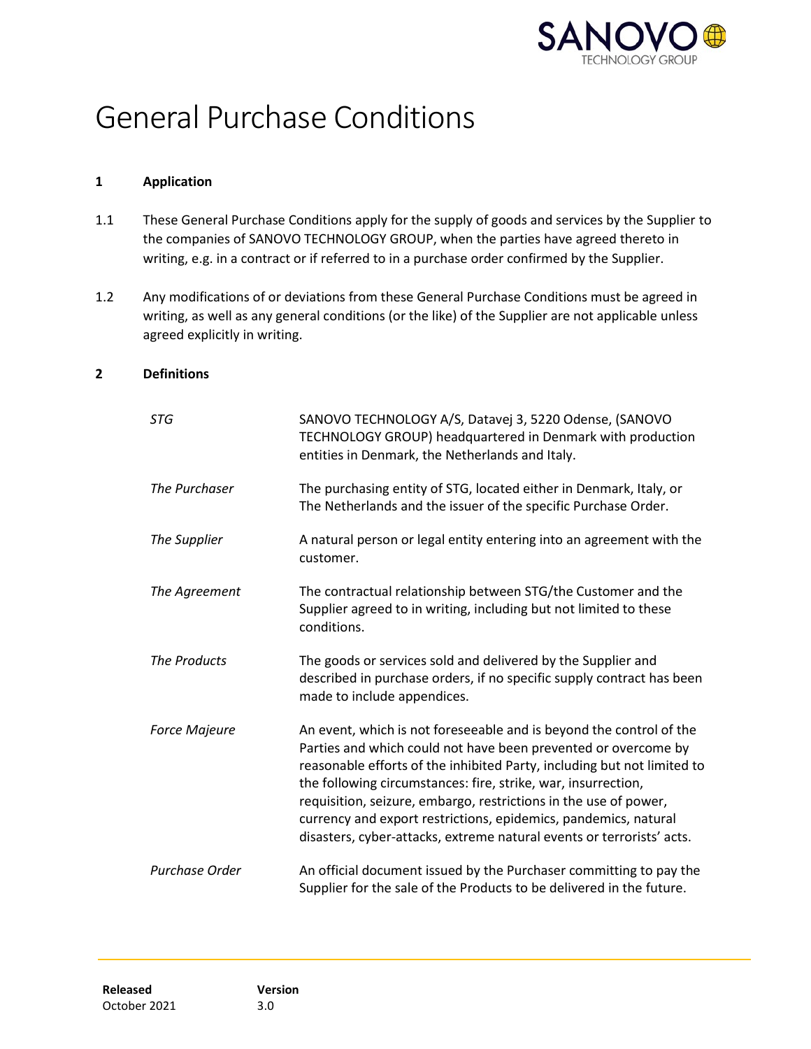# General Purchase Conditions

## 1 Application

1.1 These General Purchase Conditions apply for the supply of goods and services by the Supplier to the companies of SANOVO TECHNOLOGY GROUP, when the parties have agreed thereto in writing, e.g. in a contract or if referred to in a purchase order confirmed by the Supplier.

1.2 Any modifications of or deviations from these General Purchase Conditions must be agreed in writing, as well as any general conditions (or the like) of the Supplier are not applicable unless agreed explicitly in writing.

## 2 Definitions

| | |
|---|---|
| *STG* | SANOVO TECHNOLOGY A/S, Datavej 3, 5220 Odense, (SANOVO TECHNOLOGY GROUP) headquartered in Denmark with production entities in Denmark, the Netherlands and Italy. |
| *The Purchaser* | The purchasing entity of STG, located either in Denmark, Italy, or The Netherlands and the issuer of the specific Purchase Order. |
| *The Supplier* | A natural person or legal entity entering into an agreement with the customer. |
| *The Agreement* | The contractual relationship between STG/the Customer and the Supplier agreed to in writing, including but not limited to these conditions. |
| *The Products* | The goods or services sold and delivered by the Supplier and described in purchase orders, if no specific supply contract has been made to include appendices. |
| *Force Majeure* | An event, which is not foreseeable and is beyond the control of the Parties and which could not have been prevented or overcome by reasonable efforts of the inhibited Party, including but not limited to the following circumstances: fire, strike, war, insurrection, requisition, seizure, embargo, restrictions in the use of power, currency and export restrictions, epidemics, pandemics, natural disasters, cyber-attacks, extreme natural events or terrorists' acts. |
| *Purchase Order* | An official document issued by the Purchaser committing to pay the Supplier for the sale of the Products to be delivered in the future. |

**Released**
October 2021

**Version**
3.0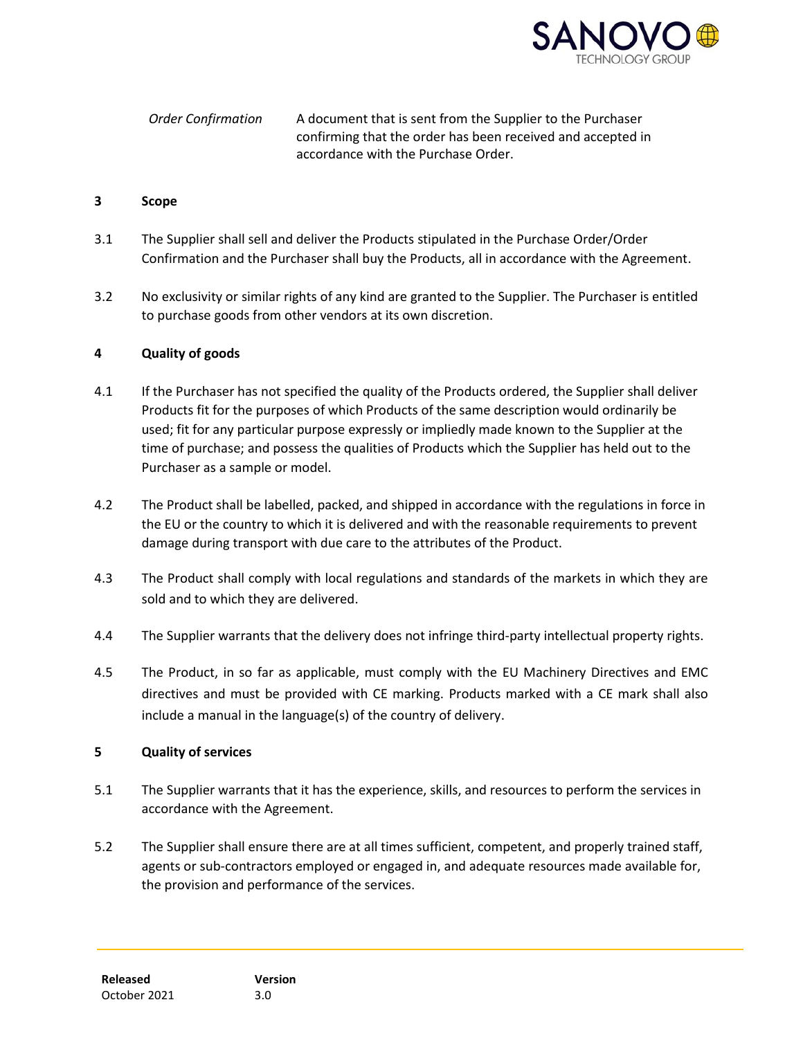*Order Confirmation* A document that is sent from the Supplier to the Purchaser confirming that the order has been received and accepted in accordance with the Purchase Order.

## 3 Scope

3.1 The Supplier shall sell and deliver the Products stipulated in the Purchase Order/Order Confirmation and the Purchaser shall buy the Products, all in accordance with the Agreement.

3.2 No exclusivity or similar rights of any kind are granted to the Supplier. The Purchaser is entitled to purchase goods from other vendors at its own discretion.

## 4 Quality of goods

4.1 If the Purchaser has not specified the quality of the Products ordered, the Supplier shall deliver Products fit for the purposes of which Products of the same description would ordinarily be used; fit for any particular purpose expressly or impliedly made known to the Supplier at the time of purchase; and possess the qualities of Products which the Supplier has held out to the Purchaser as a sample or model.

4.2 The Product shall be labelled, packed, and shipped in accordance with the regulations in force in the EU or the country to which it is delivered and with the reasonable requirements to prevent damage during transport with due care to the attributes of the Product.

4.3 The Product shall comply with local regulations and standards of the markets in which they are sold and to which they are delivered.

4.4 The Supplier warrants that the delivery does not infringe third-party intellectual property rights.

4.5 The Product, in so far as applicable, must comply with the EU Machinery Directives and EMC directives and must be provided with CE marking. Products marked with a CE mark shall also include a manual in the language(s) of the country of delivery.

## 5 Quality of services

5.1 The Supplier warrants that it has the experience, skills, and resources to perform the services in accordance with the Agreement.

5.2 The Supplier shall ensure there are at all times sufficient, competent, and properly trained staff, agents or sub-contractors employed or engaged in, and adequate resources made available for, the provision and performance of the services.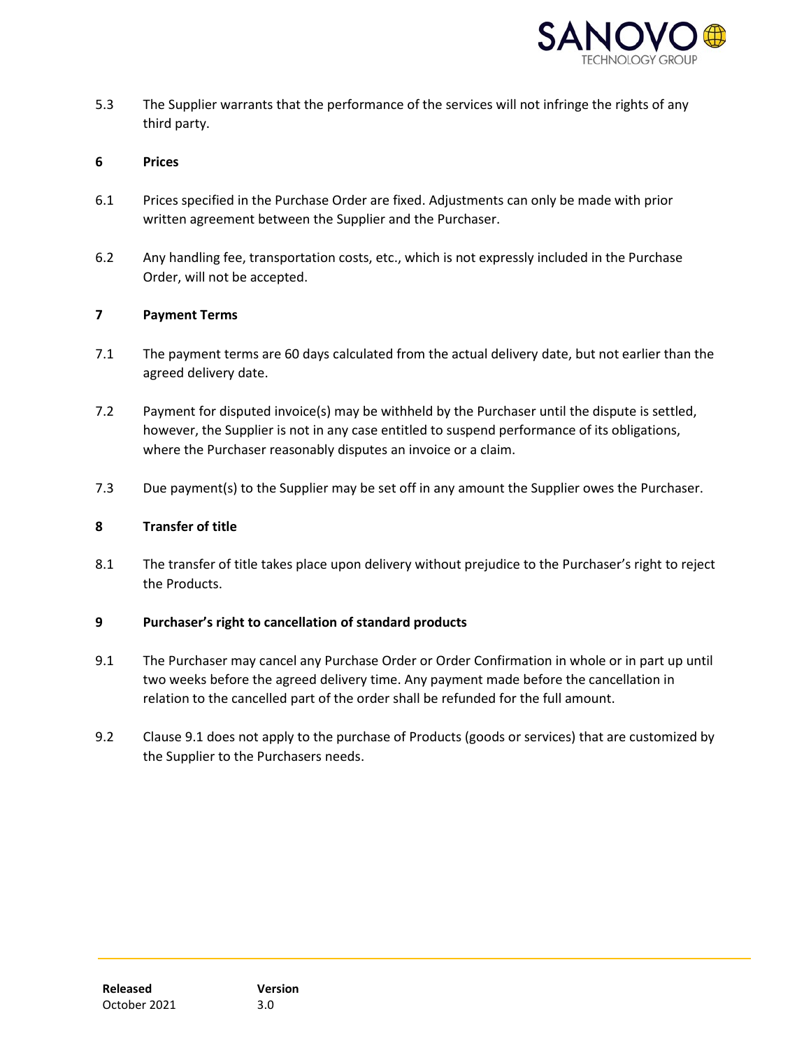5.3 The Supplier warrants that the performance of the services will not infringe the rights of any third party.

## 6 Prices

6.1 Prices specified in the Purchase Order are fixed. Adjustments can only be made with prior written agreement between the Supplier and the Purchaser.

6.2 Any handling fee, transportation costs, etc., which is not expressly included in the Purchase Order, will not be accepted.

## 7 Payment Terms

7.1 The payment terms are 60 days calculated from the actual delivery date, but not earlier than the agreed delivery date.

7.2 Payment for disputed invoice(s) may be withheld by the Purchaser until the dispute is settled, however, the Supplier is not in any case entitled to suspend performance of its obligations, where the Purchaser reasonably disputes an invoice or a claim.

7.3 Due payment(s) to the Supplier may be set off in any amount the Supplier owes the Purchaser.

## 8 Transfer of title

8.1 The transfer of title takes place upon delivery without prejudice to the Purchaser's right to reject the Products.

## 9 Purchaser's right to cancellation of standard products

9.1 The Purchaser may cancel any Purchase Order or Order Confirmation in whole or in part up until two weeks before the agreed delivery time. Any payment made before the cancellation in relation to the cancelled part of the order shall be refunded for the full amount.

9.2 Clause 9.1 does not apply to the purchase of Products (goods or services) that are customized by the Supplier to the Purchasers needs.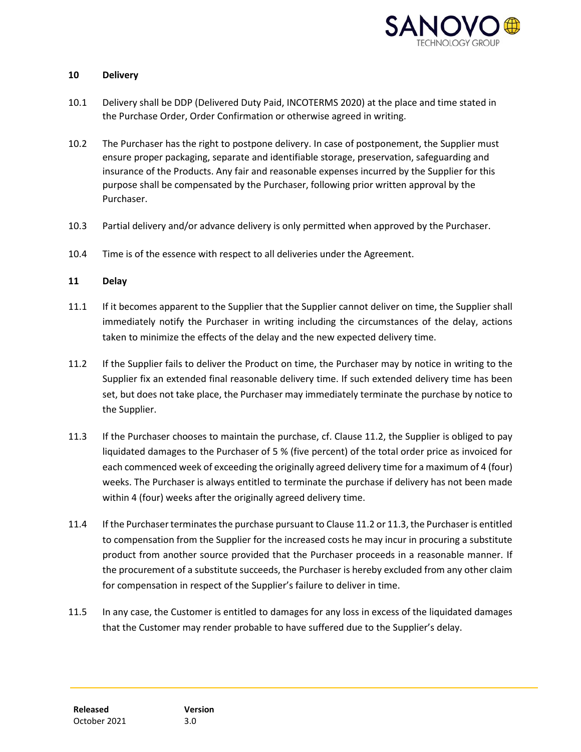## 10 Delivery

10.1 Delivery shall be DDP (Delivered Duty Paid, INCOTERMS 2020) at the place and time stated in the Purchase Order, Order Confirmation or otherwise agreed in writing.

10.2 The Purchaser has the right to postpone delivery. In case of postponement, the Supplier must ensure proper packaging, separate and identifiable storage, preservation, safeguarding and insurance of the Products. Any fair and reasonable expenses incurred by the Supplier for this purpose shall be compensated by the Purchaser, following prior written approval by the Purchaser.

10.3 Partial delivery and/or advance delivery is only permitted when approved by the Purchaser.

10.4 Time is of the essence with respect to all deliveries under the Agreement.

## 11 Delay

11.1 If it becomes apparent to the Supplier that the Supplier cannot deliver on time, the Supplier shall immediately notify the Purchaser in writing including the circumstances of the delay, actions taken to minimize the effects of the delay and the new expected delivery time.

11.2 If the Supplier fails to deliver the Product on time, the Purchaser may by notice in writing to the Supplier fix an extended final reasonable delivery time. If such extended delivery time has been set, but does not take place, the Purchaser may immediately terminate the purchase by notice to the Supplier.

11.3 If the Purchaser chooses to maintain the purchase, cf. Clause 11.2, the Supplier is obliged to pay liquidated damages to the Purchaser of 5 % (five percent) of the total order price as invoiced for each commenced week of exceeding the originally agreed delivery time for a maximum of 4 (four) weeks. The Purchaser is always entitled to terminate the purchase if delivery has not been made within 4 (four) weeks after the originally agreed delivery time.

11.4 If the Purchaser terminates the purchase pursuant to Clause 11.2 or 11.3, the Purchaser is entitled to compensation from the Supplier for the increased costs he may incur in procuring a substitute product from another source provided that the Purchaser proceeds in a reasonable manner. If the procurement of a substitute succeeds, the Purchaser is hereby excluded from any other claim for compensation in respect of the Supplier's failure to deliver in time.

11.5 In any case, the Customer is entitled to damages for any loss in excess of the liquidated damages that the Customer may render probable to have suffered due to the Supplier's delay.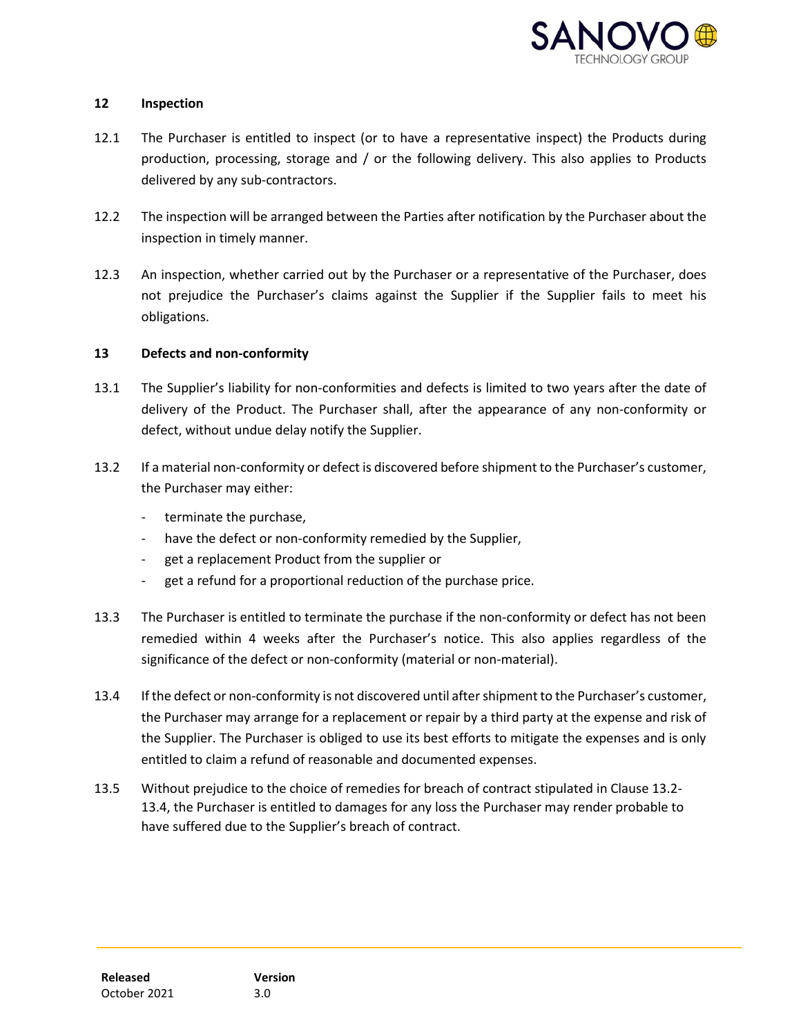## 12 Inspection

12.1 The Purchaser is entitled to inspect (or to have a representative inspect) the Products during production, processing, storage and / or the following delivery. This also applies to Products delivered by any sub-contractors.

12.2 The inspection will be arranged between the Parties after notification by the Purchaser about the inspection in timely manner.

12.3 An inspection, whether carried out by the Purchaser or a representative of the Purchaser, does not prejudice the Purchaser's claims against the Supplier if the Supplier fails to meet his obligations.

## 13 Defects and non-conformity

13.1 The Supplier's liability for non-conformities and defects is limited to two years after the date of delivery of the Product. The Purchaser shall, after the appearance of any non-conformity or defect, without undue delay notify the Supplier.

13.2 If a material non-conformity or defect is discovered before shipment to the Purchaser's customer, the Purchaser may either:

- terminate the purchase,
- have the defect or non-conformity remedied by the Supplier,
- get a replacement Product from the supplier or
- get a refund for a proportional reduction of the purchase price.

13.3 The Purchaser is entitled to terminate the purchase if the non-conformity or defect has not been remedied within 4 weeks after the Purchaser's notice. This also applies regardless of the significance of the defect or non-conformity (material or non-material).

13.4 If the defect or non-conformity is not discovered until after shipment to the Purchaser's customer, the Purchaser may arrange for a replacement or repair by a third party at the expense and risk of the Supplier. The Purchaser is obliged to use its best efforts to mitigate the expenses and is only entitled to claim a refund of reasonable and documented expenses.

13.5 Without prejudice to the choice of remedies for breach of contract stipulated in Clause 13.2-13.4, the Purchaser is entitled to damages for any loss the Purchaser may render probable to have suffered due to the Supplier's breach of contract.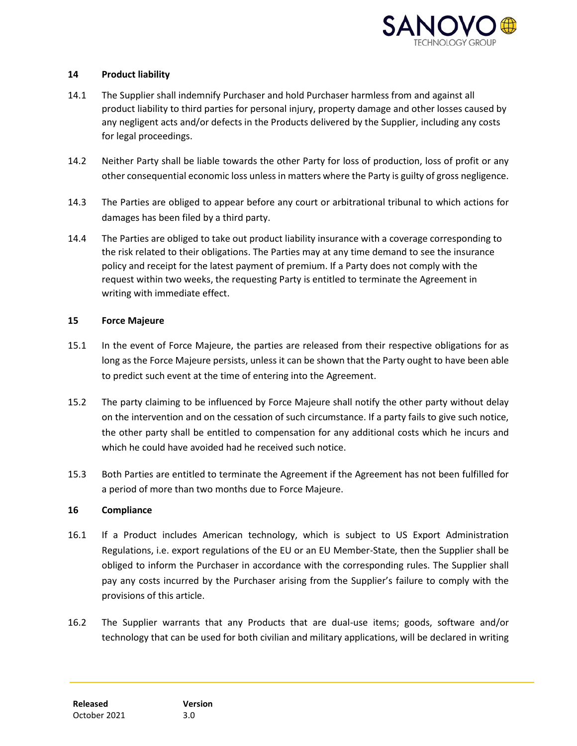## 14 Product liability

14.1 The Supplier shall indemnify Purchaser and hold Purchaser harmless from and against all product liability to third parties for personal injury, property damage and other losses caused by any negligent acts and/or defects in the Products delivered by the Supplier, including any costs for legal proceedings.

14.2 Neither Party shall be liable towards the other Party for loss of production, loss of profit or any other consequential economic loss unless in matters where the Party is guilty of gross negligence.

14.3 The Parties are obliged to appear before any court or arbitrational tribunal to which actions for damages has been filed by a third party.

14.4 The Parties are obliged to take out product liability insurance with a coverage corresponding to the risk related to their obligations. The Parties may at any time demand to see the insurance policy and receipt for the latest payment of premium. If a Party does not comply with the request within two weeks, the requesting Party is entitled to terminate the Agreement in writing with immediate effect.

## 15 Force Majeure

15.1 In the event of Force Majeure, the parties are released from their respective obligations for as long as the Force Majeure persists, unless it can be shown that the Party ought to have been able to predict such event at the time of entering into the Agreement.

15.2 The party claiming to be influenced by Force Majeure shall notify the other party without delay on the intervention and on the cessation of such circumstance. If a party fails to give such notice, the other party shall be entitled to compensation for any additional costs which he incurs and which he could have avoided had he received such notice.

15.3 Both Parties are entitled to terminate the Agreement if the Agreement has not been fulfilled for a period of more than two months due to Force Majeure.

## 16 Compliance

16.1 If a Product includes American technology, which is subject to US Export Administration Regulations, i.e. export regulations of the EU or an EU Member-State, then the Supplier shall be obliged to inform the Purchaser in accordance with the corresponding rules. The Supplier shall pay any costs incurred by the Purchaser arising from the Supplier's failure to comply with the provisions of this article.

16.2 The Supplier warrants that any Products that are dual-use items; goods, software and/or technology that can be used for both civilian and military applications, will be declared in writing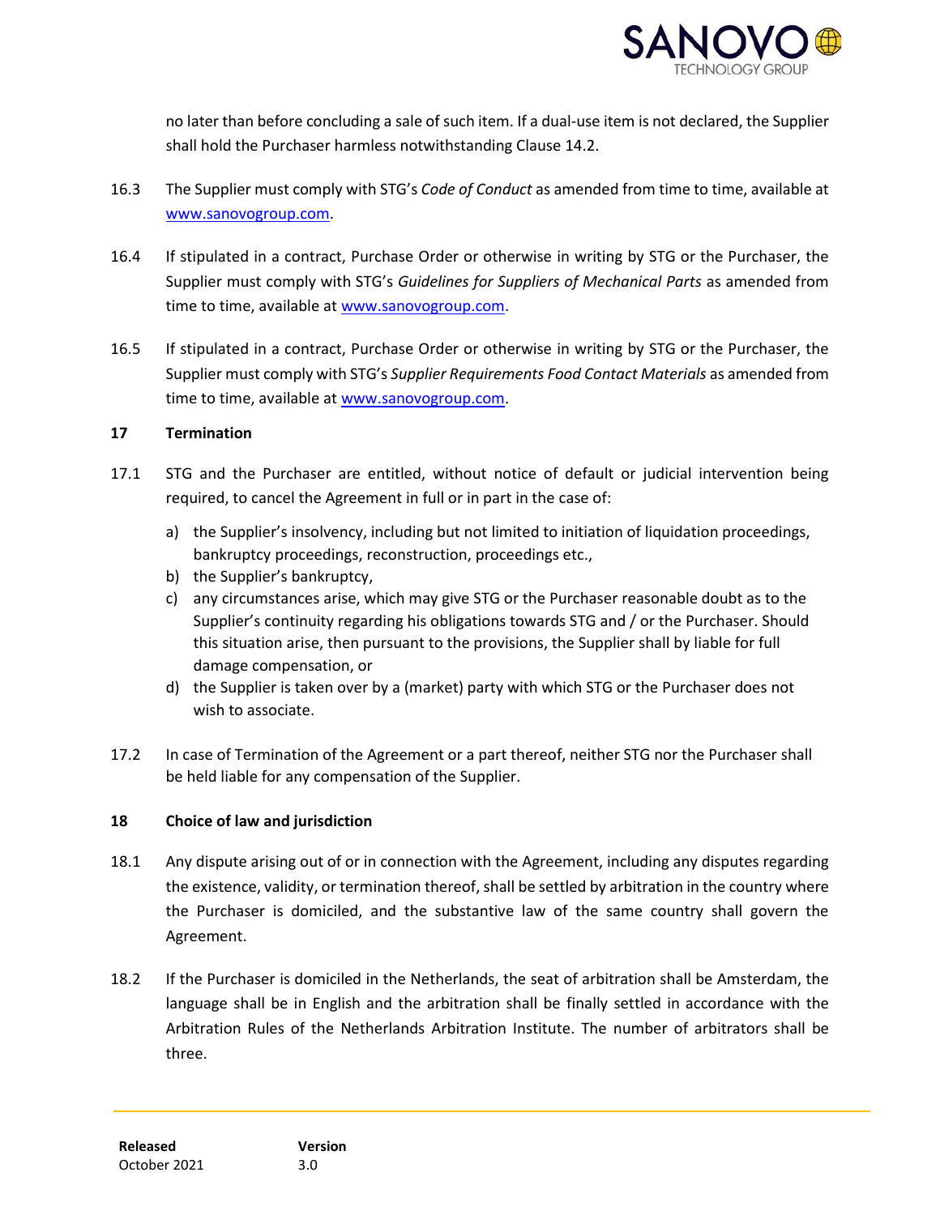no later than before concluding a sale of such item. If a dual-use item is not declared, the Supplier shall hold the Purchaser harmless notwithstanding Clause 14.2.

16.3 The Supplier must comply with STG's *Code of Conduct* as amended from time to time, available at www.sanovogroup.com.

16.4 If stipulated in a contract, Purchase Order or otherwise in writing by STG or the Purchaser, the Supplier must comply with STG's *Guidelines for Suppliers of Mechanical Parts* as amended from time to time, available at www.sanovogroup.com.

16.5 If stipulated in a contract, Purchase Order or otherwise in writing by STG or the Purchaser, the Supplier must comply with STG's *Supplier Requirements Food Contact Materials* as amended from time to time, available at www.sanovogroup.com.

## 17 Termination

17.1 STG and the Purchaser are entitled, without notice of default or judicial intervention being required, to cancel the Agreement in full or in part in the case of:

a) the Supplier's insolvency, including but not limited to initiation of liquidation proceedings, bankruptcy proceedings, reconstruction, proceedings etc.,
b) the Supplier's bankruptcy,
c) any circumstances arise, which may give STG or the Purchaser reasonable doubt as to the Supplier's continuity regarding his obligations towards STG and / or the Purchaser. Should this situation arise, then pursuant to the provisions, the Supplier shall by liable for full damage compensation, or
d) the Supplier is taken over by a (market) party with which STG or the Purchaser does not wish to associate.

17.2 In case of Termination of the Agreement or a part thereof, neither STG nor the Purchaser shall be held liable for any compensation of the Supplier.

## 18 Choice of law and jurisdiction

18.1 Any dispute arising out of or in connection with the Agreement, including any disputes regarding the existence, validity, or termination thereof, shall be settled by arbitration in the country where the Purchaser is domiciled, and the substantive law of the same country shall govern the Agreement.

18.2 If the Purchaser is domiciled in the Netherlands, the seat of arbitration shall be Amsterdam, the language shall be in English and the arbitration shall be finally settled in accordance with the Arbitration Rules of the Netherlands Arbitration Institute. The number of arbitrators shall be three.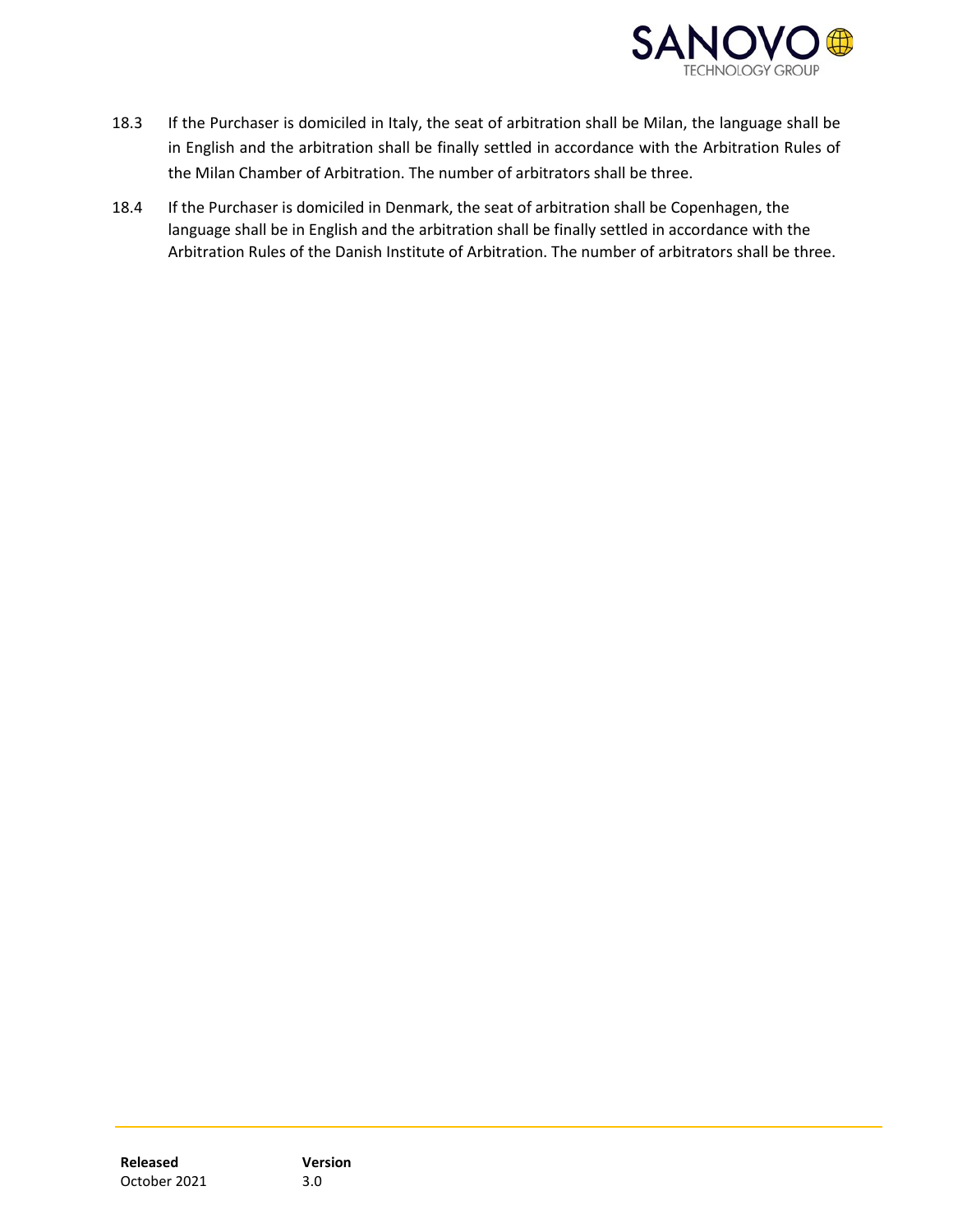18.3 If the Purchaser is domiciled in Italy, the seat of arbitration shall be Milan, the language shall be in English and the arbitration shall be finally settled in accordance with the Arbitration Rules of the Milan Chamber of Arbitration. The number of arbitrators shall be three.

18.4 If the Purchaser is domiciled in Denmark, the seat of arbitration shall be Copenhagen, the language shall be in English and the arbitration shall be finally settled in accordance with the Arbitration Rules of the Danish Institute of Arbitration. The number of arbitrators shall be three.